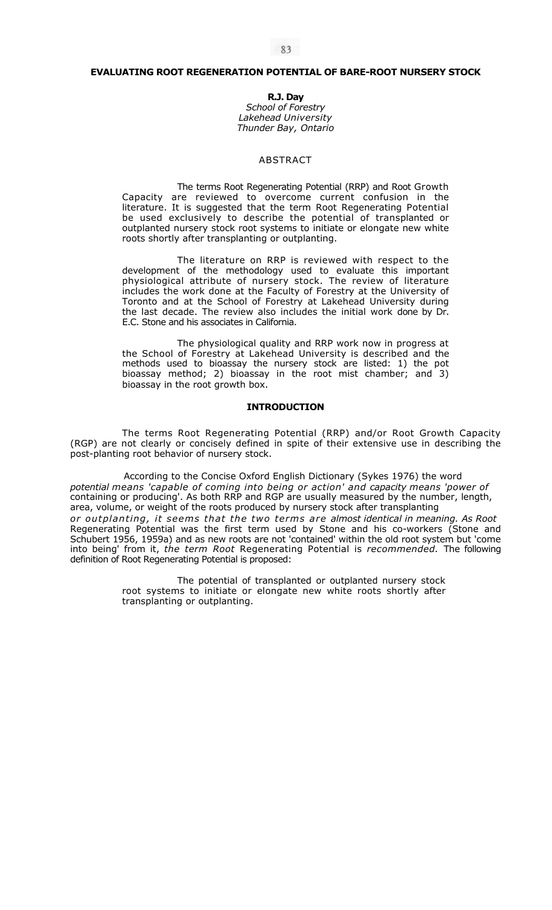# EVALUATING ROOT REGENERATION POTENTIAL OF BARE-ROOT NURSERY STOCK

**R.J. Day**
*School of Forestry*
*Lakehead University*
*Thunder Bay, Ontario*

## ABSTRACT

The terms Root Regenerating Potential (RRP) and Root Growth Capacity are reviewed to overcome current confusion in the literature. It is suggested that the term Root Regenerating Potential be used exclusively to describe the potential of transplanted or outplanted nursery stock root systems to initiate or elongate new white roots shortly after transplanting or outplanting.

The literature on RRP is reviewed with respect to the development of the methodology used to evaluate this important physiological attribute of nursery stock. The review of literature includes the work done at the Faculty of Forestry at the University of Toronto and at the School of Forestry at Lakehead University during the last decade. The review also includes the initial work done by Dr. E.C. Stone and his associates in California.

The physiological quality and RRP work now in progress at the School of Forestry at Lakehead University is described and the methods used to bioassay the nursery stock are listed: 1) the pot bioassay method; 2) bioassay in the root mist chamber; and 3) bioassay in the root growth box.

## INTRODUCTION

The terms Root Regenerating Potential (RRP) and/or Root Growth Capacity (RGP) are not clearly or concisely defined in spite of their extensive use in describing the post-planting root behavior of nursery stock.

According to the Concise Oxford English Dictionary (Sykes 1976) the word *potential* means 'capable of coming into being or action' and *capacity* means 'power of containing or producing'. As both RRP and RGP are usually measured by the number, length, area, volume, or weight of the roots produced by nursery stock after transplanting or outplanting, it seems that the two terms are almost identical in meaning. As Root Regenerating Potential was the first term used by Stone and his co-workers (Stone and Schubert 1956, 1959a) and as new roots are not 'contained' within the old root system but 'come into being' from it, *the term Root* Regenerating Potential is *recommended.* The following definition of Root Regenerating Potential is proposed:

> The potential of transplanted or outplanted nursery stock root systems to initiate or elongate new white roots shortly after transplanting or outplanting.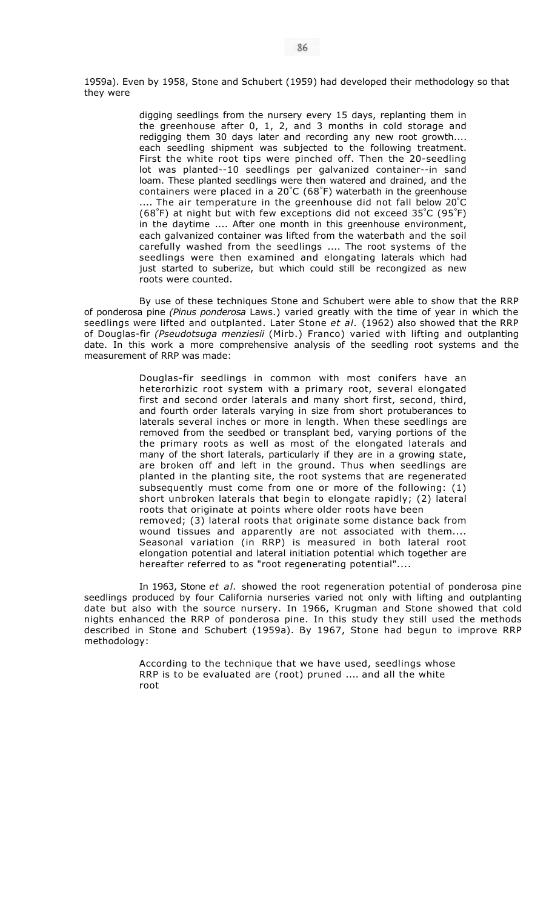1959a). Even by 1958, Stone and Schubert (1959) had developed their methodology so that they were

> digging seedlings from the nursery every 15 days, replanting them in the greenhouse after 0, 1, 2, and 3 months in cold storage and redigging them 30 days later and recording any new root growth.... each seedling shipment was subjected to the following treatment. First the white root tips were pinched off. Then the 20-seedling lot was planted--10 seedlings per galvanized container--in sand loam. These planted seedlings were then watered and drained, and the containers were placed in a 20˚C (68˚F) waterbath in the greenhouse .... The air temperature in the greenhouse did not fall below 20˚C (68˚F) at night but with few exceptions did not exceed 35˚C (95˚F) in the daytime .... After one month in this greenhouse environment, each galvanized container was lifted from the waterbath and the soil carefully washed from the seedlings .... The root systems of the seedlings were then examined and elongating laterals which had just started to suberize, but which could still be recongized as new roots were counted.

By use of these techniques Stone and Schubert were able to show that the RRP of ponderosa pine *(Pinus ponderosa* Laws.) varied greatly with the time of year in which the seedlings were lifted and outplanted. Later Stone *et al.* (1962) also showed that the RRP of Douglas-fir *(Pseudotsuga menziesii* (Mirb.) Franco) varied with lifting and outplanting date. In this work a more comprehensive analysis of the seedling root systems and the measurement of RRP was made:

> Douglas-fir seedlings in common with most conifers have an heterorhizic root system with a primary root, several elongated first and second order laterals and many short first, second, third, and fourth order laterals varying in size from short protuberances to laterals several inches or more in length. When these seedlings are removed from the seedbed or transplant bed, varying portions of the the primary roots as well as most of the elongated laterals and many of the short laterals, particularly if they are in a growing state, are broken off and left in the ground. Thus when seedlings are planted in the planting site, the root systems that are regenerated subsequently must come from one or more of the following: (1) short unbroken laterals that begin to elongate rapidly; (2) lateral roots that originate at points where older roots have been removed; (3) lateral roots that originate some distance back from wound tissues and apparently are not associated with them.... Seasonal variation (in RRP) is measured in both lateral root elongation potential and lateral initiation potential which together are hereafter referred to as "root regenerating potential"....

In 1963, Stone *et al.* showed the root regeneration potential of ponderosa pine seedlings produced by four California nurseries varied not only with lifting and outplanting date but also with the source nursery. In 1966, Krugman and Stone showed that cold nights enhanced the RRP of ponderosa pine. In this study they still used the methods described in Stone and Schubert (1959a). By 1967, Stone had begun to improve RRP methodology:

> According to the technique that we have used, seedlings whose RRP is to be evaluated are (root) pruned .... and all the white root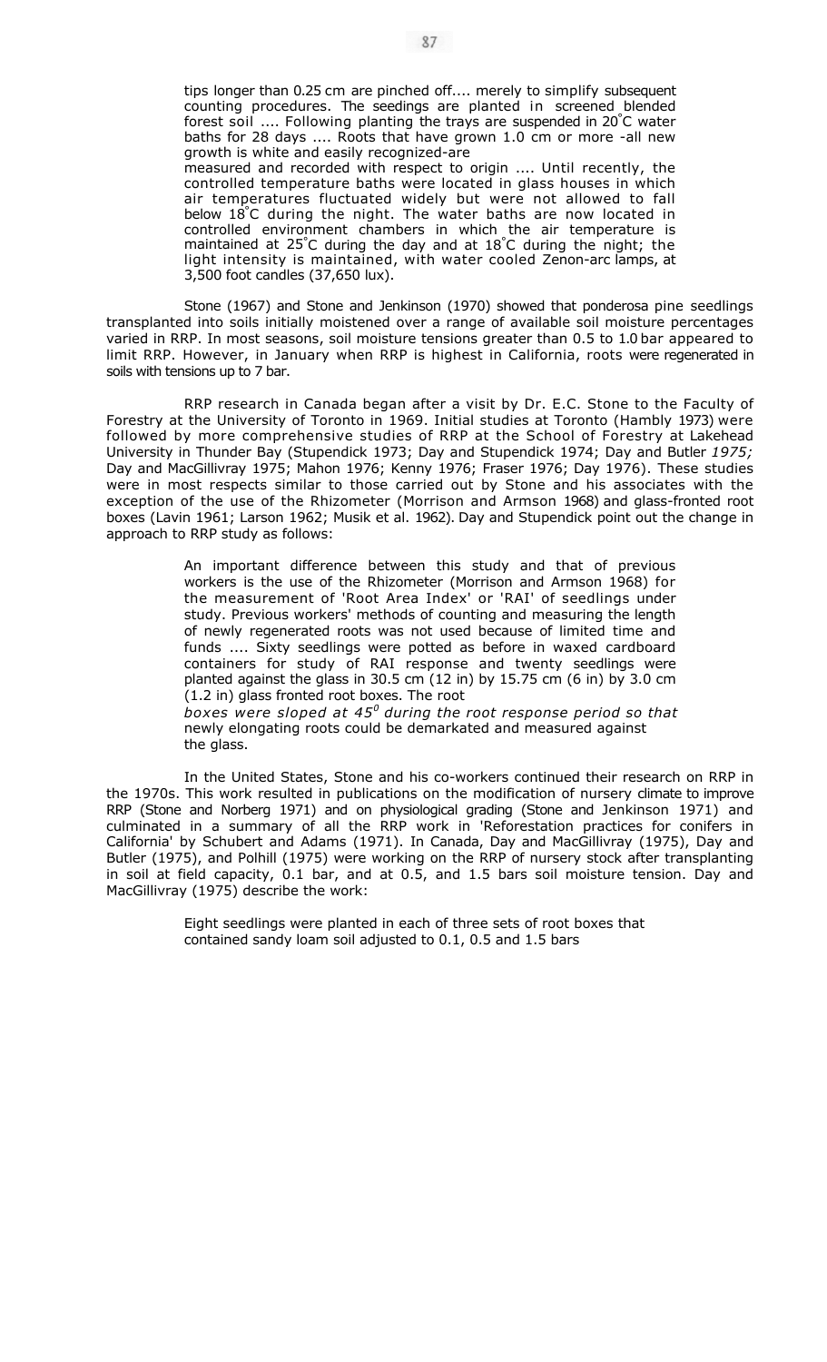> tips longer than 0.25 cm are pinched off.... merely to simplify subsequent counting procedures. The seedings are planted in screened blended forest soil .... Following planting the trays are suspended in 20°C water baths for 28 days .... Roots that have grown 1.0 cm or more -all new growth is white and easily recognized-are
> measured and recorded with respect to origin .... Until recently, the controlled temperature baths were located in glass houses in which air temperatures fluctuated widely but were not allowed to fall below 18°C during the night. The water baths are now located in controlled environment chambers in which the air temperature is maintained at 25°C during the day and at 18°C during the night; the light intensity is maintained, with water cooled Zenon-arc lamps, at 3,500 foot candles (37,650 lux).

Stone (1967) and Stone and Jenkinson (1970) showed that ponderosa pine seedlings transplanted into soils initially moistened over a range of available soil moisture percentages varied in RRP. In most seasons, soil moisture tensions greater than 0.5 to 1.0 bar appeared to limit RRP. However, in January when RRP is highest in California, roots were regenerated in soils with tensions up to 7 bar.

RRP research in Canada began after a visit by Dr. E.C. Stone to the Faculty of Forestry at the University of Toronto in 1969. Initial studies at Toronto (Hambly 1973) were followed by more comprehensive studies of RRP at the School of Forestry at Lakehead University in Thunder Bay (Stupendick 1973; Day and Stupendick 1974; Day and Butler *1975;* Day and MacGillivray 1975; Mahon 1976; Kenny 1976; Fraser 1976; Day 1976). These studies were in most respects similar to those carried out by Stone and his associates with the exception of the use of the Rhizometer (Morrison and Armson 1968) and glass-fronted root boxes (Lavin 1961; Larson 1962; Musik et al. 1962). Day and Stupendick point out the change in approach to RRP study as follows:

> An important difference between this study and that of previous workers is the use of the Rhizometer (Morrison and Armson 1968) for the measurement of 'Root Area Index' or 'RAI' of seedlings under study. Previous workers' methods of counting and measuring the length of newly regenerated roots was not used because of limited time and funds .... Sixty seedlings were potted as before in waxed cardboard containers for study of RAI response and twenty seedlings were planted against the glass in 30.5 cm (12 in) by 15.75 cm (6 in) by 3.0 cm (1.2 in) glass fronted root boxes. The root
> *boxes were sloped at 45° during the root response period so that* newly elongating roots could be demarkated and measured against the glass.

In the United States, Stone and his co-workers continued their research on RRP in the 1970s. This work resulted in publications on the modification of nursery climate to improve RRP (Stone and Norberg 1971) and on physiological grading (Stone and Jenkinson 1971) and culminated in a summary of all the RRP work in 'Reforestation practices for conifers in California' by Schubert and Adams (1971). In Canada, Day and MacGillivray (1975), Day and Butler (1975), and Polhill (1975) were working on the RRP of nursery stock after transplanting in soil at field capacity, 0.1 bar, and at 0.5, and 1.5 bars soil moisture tension. Day and MacGillivray (1975) describe the work:

> Eight seedlings were planted in each of three sets of root boxes that contained sandy loam soil adjusted to 0.1, 0.5 and 1.5 bars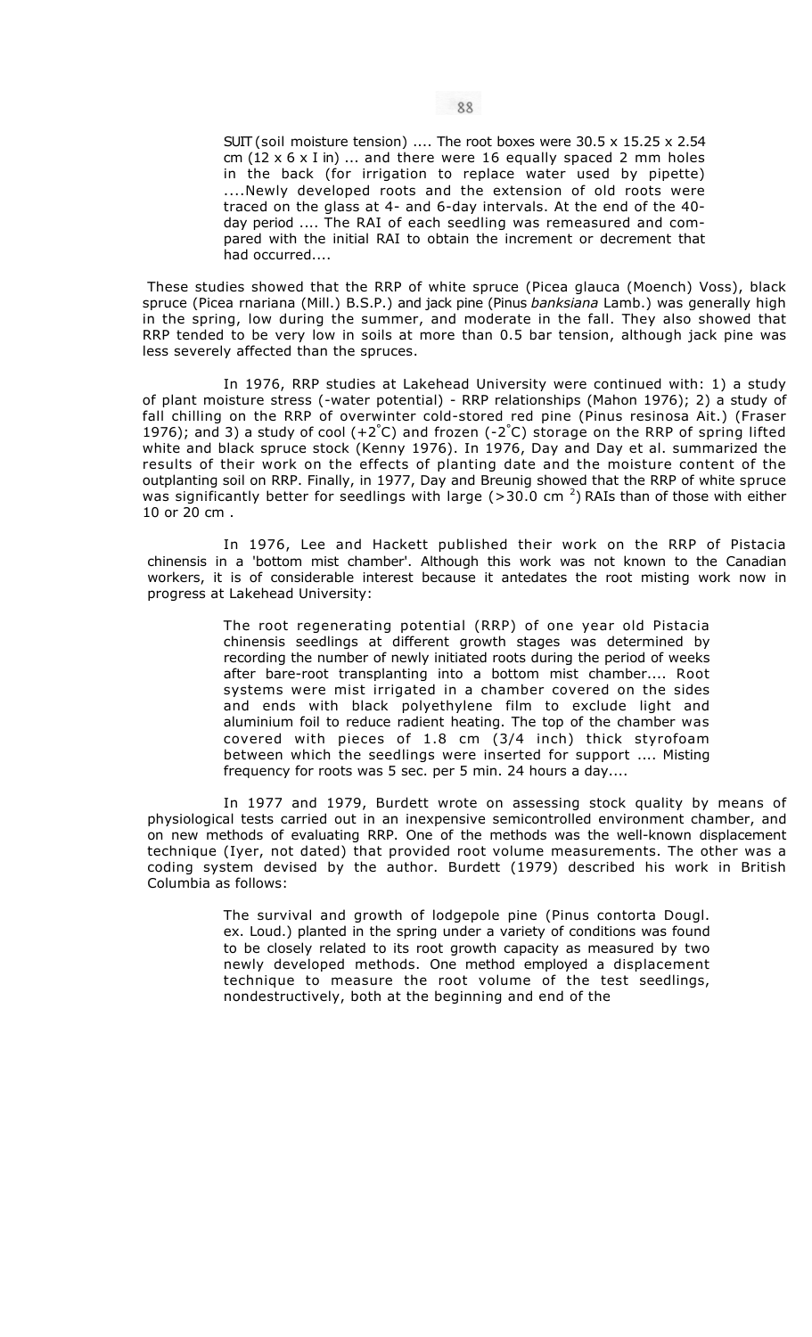> SUIT (soil moisture tension) .... The root boxes were 30.5 x 15.25 x 2.54 cm (12 x 6 x I in) ... and there were 16 equally spaced 2 mm holes in the back (for irrigation to replace water used by pipette) ....Newly developed roots and the extension of old roots were traced on the glass at 4- and 6-day intervals. At the end of the 40-day period .... The RAI of each seedling was remeasured and compared with the initial RAI to obtain the increment or decrement that had occurred....

These studies showed that the RRP of white spruce (Picea glauca (Moench) Voss), black spruce (Picea rnariana (Mill.) B.S.P.) and jack pine (Pinus *banksiana* Lamb.) was generally high in the spring, low during the summer, and moderate in the fall. They also showed that RRP tended to be very low in soils at more than 0.5 bar tension, although jack pine was less severely affected than the spruces.

In 1976, RRP studies at Lakehead University were continued with: 1) a study of plant moisture stress (-water potential) - RRP relationships (Mahon 1976); 2) a study of fall chilling on the RRP of overwinter cold-stored red pine (Pinus resinosa Ait.) (Fraser 1976); and 3) a study of cool (+2°C) and frozen (-2°C) storage on the RRP of spring lifted white and black spruce stock (Kenny 1976). In 1976, Day and Day et al. summarized the results of their work on the effects of planting date and the moisture content of the outplanting soil on RRP. Finally, in 1977, Day and Breunig showed that the RRP of white spruce was significantly better for seedlings with large (>30.0 cm $^2$) RAIs than of those with either 10 or 20 cm .

In 1976, Lee and Hackett published their work on the RRP of Pistacia chinensis in a 'bottom mist chamber'. Although this work was not known to the Canadian workers, it is of considerable interest because it antedates the root misting work now in progress at Lakehead University:

> The root regenerating potential (RRP) of one year old Pistacia chinensis seedlings at different growth stages was determined by recording the number of newly initiated roots during the period of weeks after bare-root transplanting into a bottom mist chamber.... Root systems were mist irrigated in a chamber covered on the sides and ends with black polyethylene film to exclude light and aluminium foil to reduce radient heating. The top of the chamber was covered with pieces of 1.8 cm (3/4 inch) thick styrofoam between which the seedlings were inserted for support .... Misting frequency for roots was 5 sec. per 5 min. 24 hours a day....

In 1977 and 1979, Burdett wrote on assessing stock quality by means of physiological tests carried out in an inexpensive semicontrolled environment chamber, and on new methods of evaluating RRP. One of the methods was the well-known displacement technique (Iyer, not dated) that provided root volume measurements. The other was a coding system devised by the author. Burdett (1979) described his work in British Columbia as follows:

> The survival and growth of lodgepole pine (Pinus contorta Dougl. ex. Loud.) planted in the spring under a variety of conditions was found to be closely related to its root growth capacity as measured by two newly developed methods. One method employed a displacement technique to measure the root volume of the test seedlings, nondestructively, both at the beginning and end of the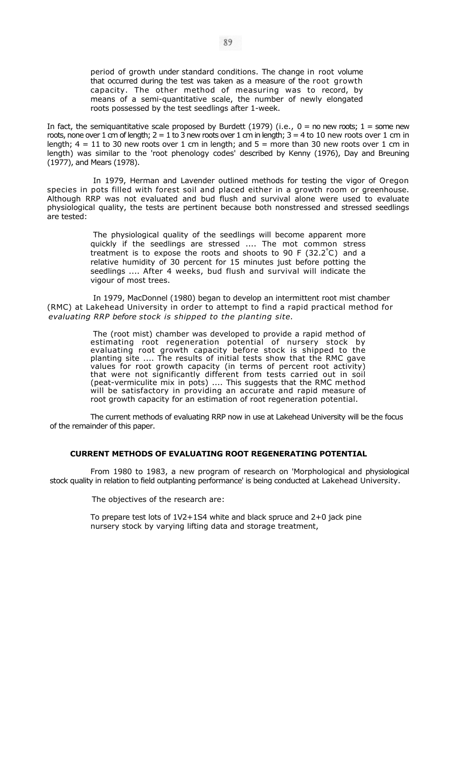> period of growth under standard conditions. The change in root volume that occurred during the test was taken as a measure of the root growth capacity. The other method of measuring was to record, by means of a semi-quantitative scale, the number of newly elongated roots possessed by the test seedlings after 1-week.

In fact, the semiquantitative scale proposed by Burdett (1979) (i.e., 0 = no new roots; 1 = some new roots, none over 1 cm of length; 2 = 1 to 3 new roots over 1 cm in length; 3 = 4 to 10 new roots over 1 cm in length; 4 = 11 to 30 new roots over 1 cm in length; and 5 = more than 30 new roots over 1 cm in length) was similar to the 'root phenology codes' described by Kenny (1976), Day and Breuning (1977), and Mears (1978).

In 1979, Herman and Lavender outlined methods for testing the vigor of Oregon species in pots filled with forest soil and placed either in a growth room or greenhouse. Although RRP was not evaluated and bud flush and survival alone were used to evaluate physiological quality, the tests are pertinent because both nonstressed and stressed seedlings are tested:

> The physiological quality of the seedlings will become apparent more quickly if the seedlings are stressed .... The mot common stress treatment is to expose the roots and shoots to 90 F (32.2°C) and a relative humidity of 30 percent for 15 minutes just before potting the seedlings .... After 4 weeks, bud flush and survival will indicate the vigour of most trees.

In 1979, MacDonnel (1980) began to develop an intermittent root mist chamber (RMC) at Lakehead University in order to attempt to find a rapid practical method for *evaluating RRP before stock is shipped to the planting site.*

> The (root mist) chamber was developed to provide a rapid method of estimating root regeneration potential of nursery stock by evaluating root growth capacity before stock is shipped to the planting site .... The results of initial tests show that the RMC gave values for root growth capacity (in terms of percent root activity) that were not significantly different from tests carried out in soil (peat-vermiculite mix in pots) .... This suggests that the RMC method will be satisfactory in providing an accurate and rapid measure of root growth capacity for an estimation of root regeneration potential.

The current methods of evaluating RRP now in use at Lakehead University will be the focus of the remainder of this paper.

## CURRENT METHODS OF EVALUATING ROOT REGENERATING POTENTIAL

From 1980 to 1983, a new program of research on 'Morphological and physiological stock quality in relation to field outplanting performance' is being conducted at Lakehead University.

The objectives of the research are:

To prepare test lots of 1V2+1S4 white and black spruce and 2+0 jack pine nursery stock by varying lifting data and storage treatment,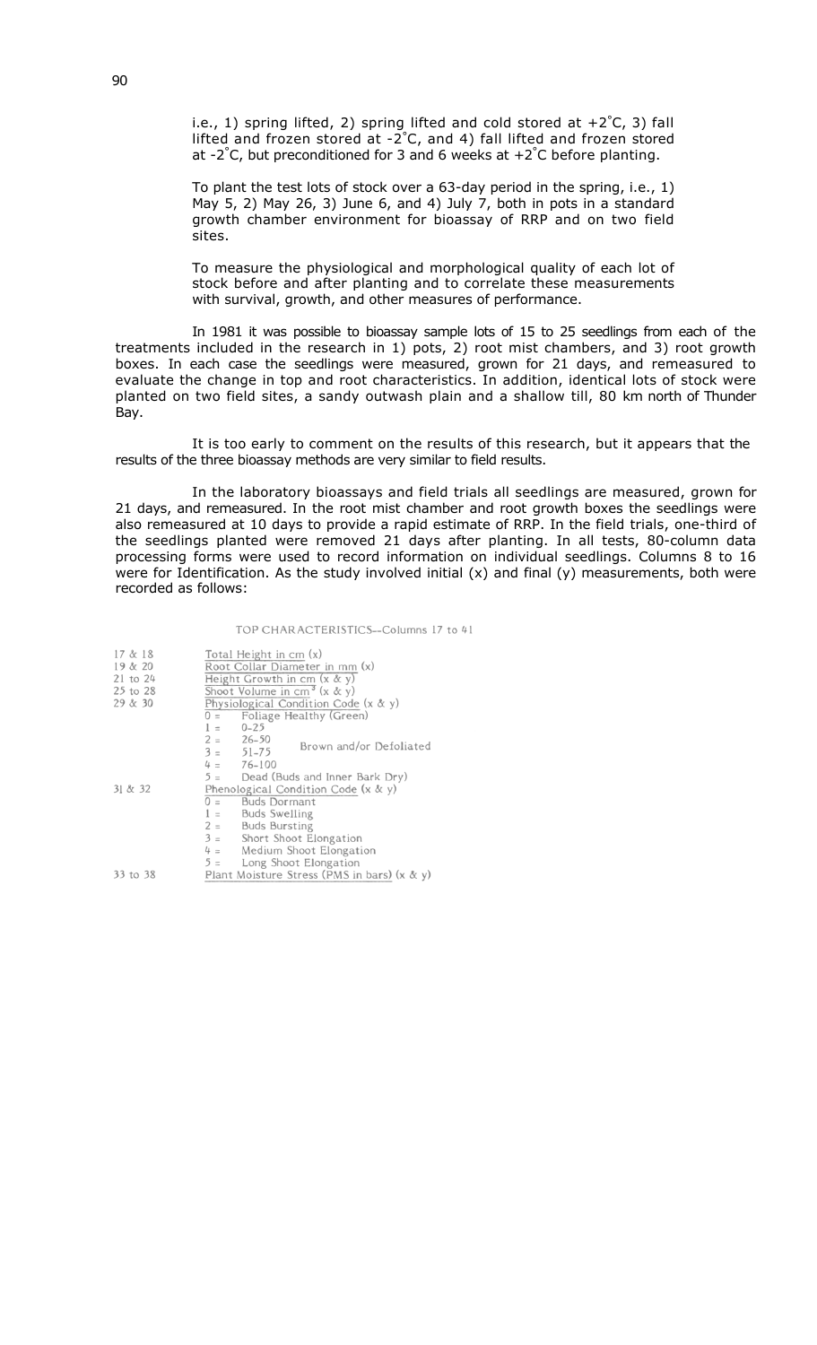i.e., 1) spring lifted, 2) spring lifted and cold stored at +2°C, 3) fall lifted and frozen stored at -2°C, and 4) fall lifted and frozen stored at -2°C, but preconditioned for 3 and 6 weeks at +2°C before planting.

To plant the test lots of stock over a 63-day period in the spring, i.e., 1) May 5, 2) May 26, 3) June 6, and 4) July 7, both in pots in a standard growth chamber environment for bioassay of RRP and on two field sites.

To measure the physiological and morphological quality of each lot of stock before and after planting and to correlate these measurements with survival, growth, and other measures of performance.

In 1981 it was possible to bioassay sample lots of 15 to 25 seedlings from each of the treatments included in the research in 1) pots, 2) root mist chambers, and 3) root growth boxes. In each case the seedlings were measured, grown for 21 days, and remeasured to evaluate the change in top and root characteristics. In addition, identical lots of stock were planted on two field sites, a sandy outwash plain and a shallow till, 80 km north of Thunder Bay.

It is too early to comment on the results of this research, but it appears that the results of the three bioassay methods are very similar to field results.

In the laboratory bioassays and field trials all seedlings are measured, grown for 21 days, and remeasured. In the root mist chamber and root growth boxes the seedlings were also remeasured at 10 days to provide a rapid estimate of RRP. In the field trials, one-third of the seedlings planted were removed 21 days after planting. In all tests, 80-column data processing forms were used to record information on individual seedlings. Columns 8 to 16 were for Identification. As the study involved initial (x) and final (y) measurements, both were recorded as follows:

TOP CHARACTERISTICS--Columns 17 to 41

| Columns | Characteristic |
|---|---|
| 17 & 18 | Total Height in cm (x) |
| 19 & 20 | Root Collar Diameter in mm (x) |
| 21 to 24 | Height Growth in cm (x & y) |
| 25 to 28 | Shoot Volume in cm$^3$ (x & y) |
| 29 & 30 | Physiological Condition Code (x & y) |
| | 0 = Foliage Healthy (Green) |
| | 1 = 0-25 Brown and/or Defoliated |
| | 2 = 26-50 Brown and/or Defoliated |
| | 3 = 51-75 Brown and/or Defoliated |
| | 4 = 76-100 Brown and/or Defoliated |
| | 5 = Dead (Buds and Inner Bark Dry) |
| 31 & 32 | Phenological Condition Code (x & y) |
| | 0 = Buds Dormant |
| | 1 = Buds Swelling |
| | 2 = Buds Bursting |
| | 3 = Short Shoot Elongation |
| | 4 = Medium Shoot Elongation |
| | 5 = Long Shoot Elongation |
| 33 to 38 | Plant Moisture Stress (PMS in bars) (x & y) |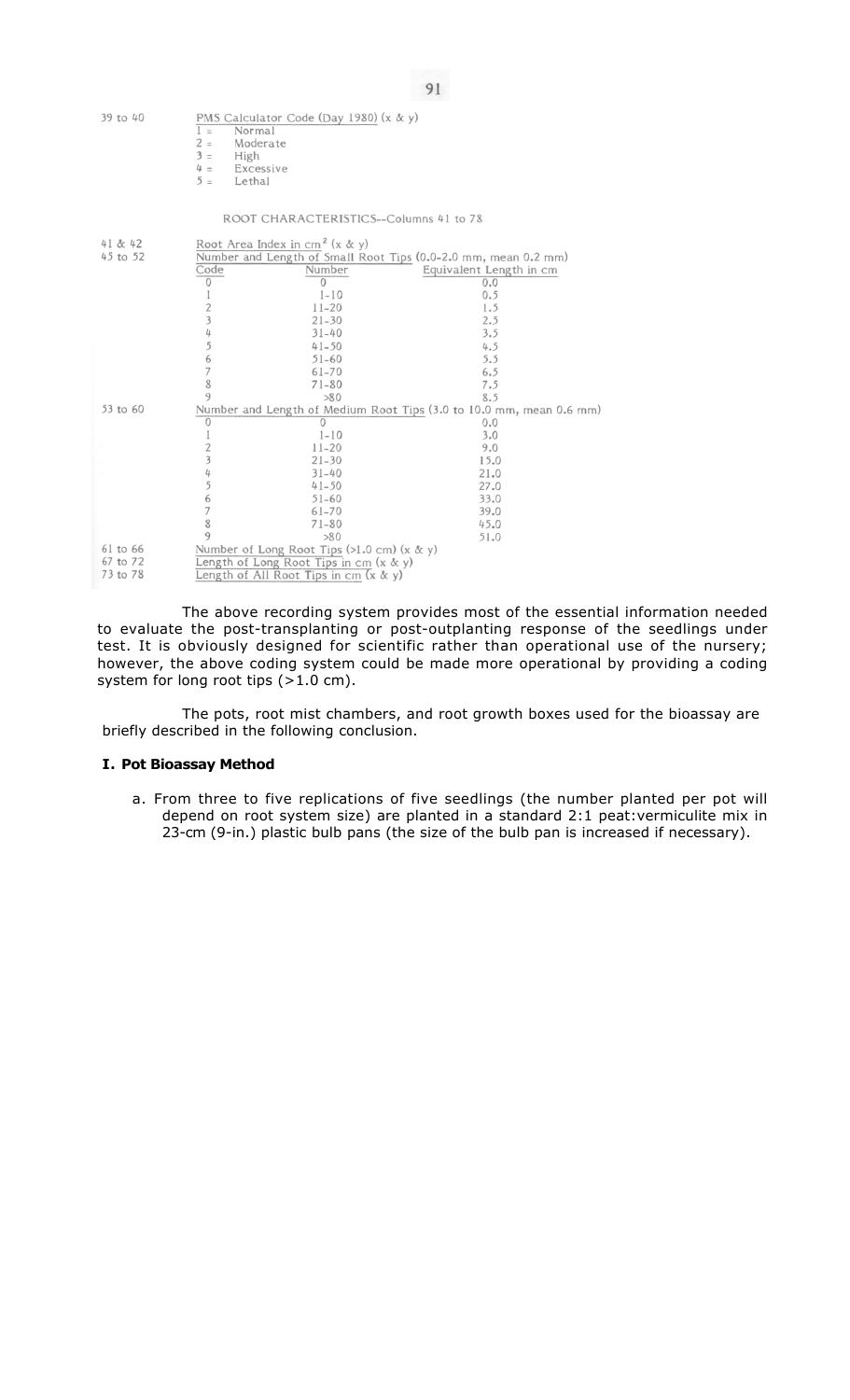| Columns | Description | | |
|---|---|---|---|
| 39 to 40 | PMS Calculator Code (Day 1980) (x & y) | | |
| | 1 = Normal | | |
| | 2 = Moderate | | |
| | 3 = High | | |
| | 4 = Excessive | | |
| | 5 = Lethal | | |

ROOT CHARACTERISTICS--Columns 41 to 78

| Columns | Code | Number | Equivalent Length in cm |
|---|---|---|---|
| 41 & 42 | Root Area Index in $cm^2$ (x & y) | | |
| 45 to 52 | Number and Length of Small Root Tips (0.0-2.0 mm, mean 0.2 mm) | | |
| | 0 | 0 | 0.0 |
| | 1 | 1-10 | 0.5 |
| | 2 | 11-20 | 1.5 |
| | 3 | 21-30 | 2.5 |
| | 4 | 31-40 | 3.5 |
| | 5 | 41-50 | 4.5 |
| | 6 | 51-60 | 5.5 |
| | 7 | 61-70 | 6.5 |
| | 8 | 71-80 | 7.5 |
| | 9 | >80 | 8.5 |
| 53 to 60 | Number and Length of Medium Root Tips (3.0 to 10.0 mm, mean 0.6 mm) | | |
| | 0 | 0 | 0.0 |
| | 1 | 1-10 | 3.0 |
| | 2 | 11-20 | 9.0 |
| | 3 | 21-30 | 15.0 |
| | 4 | 31-40 | 21.0 |
| | 5 | 41-50 | 27.0 |
| | 6 | 51-60 | 33.0 |
| | 7 | 61-70 | 39.0 |
| | 8 | 71-80 | 45.0 |
| | 9 | >80 | 51.0 |
| 61 to 66 | Number of Long Root Tips (>1.0 cm) (x & y) | | |
| 67 to 72 | Length of Long Root Tips in cm (x & y) | | |
| 73 to 78 | Length of All Root Tips in cm (x & y) | | |

The above recording system provides most of the essential information needed to evaluate the post-transplanting or post-outplanting response of the seedlings under test. It is obviously designed for scientific rather than operational use of the nursery; however, the above coding system could be made more operational by providing a coding system for long root tips (>1.0 cm).

The pots, root mist chambers, and root growth boxes used for the bioassay are briefly described in the following conclusion.

**I. Pot Bioassay Method**

a. From three to five replications of five seedlings (the number planted per pot will depend on root system size) are planted in a standard 2:1 peat:vermiculite mix in 23-cm (9-in.) plastic bulb pans (the size of the bulb pan is increased if necessary).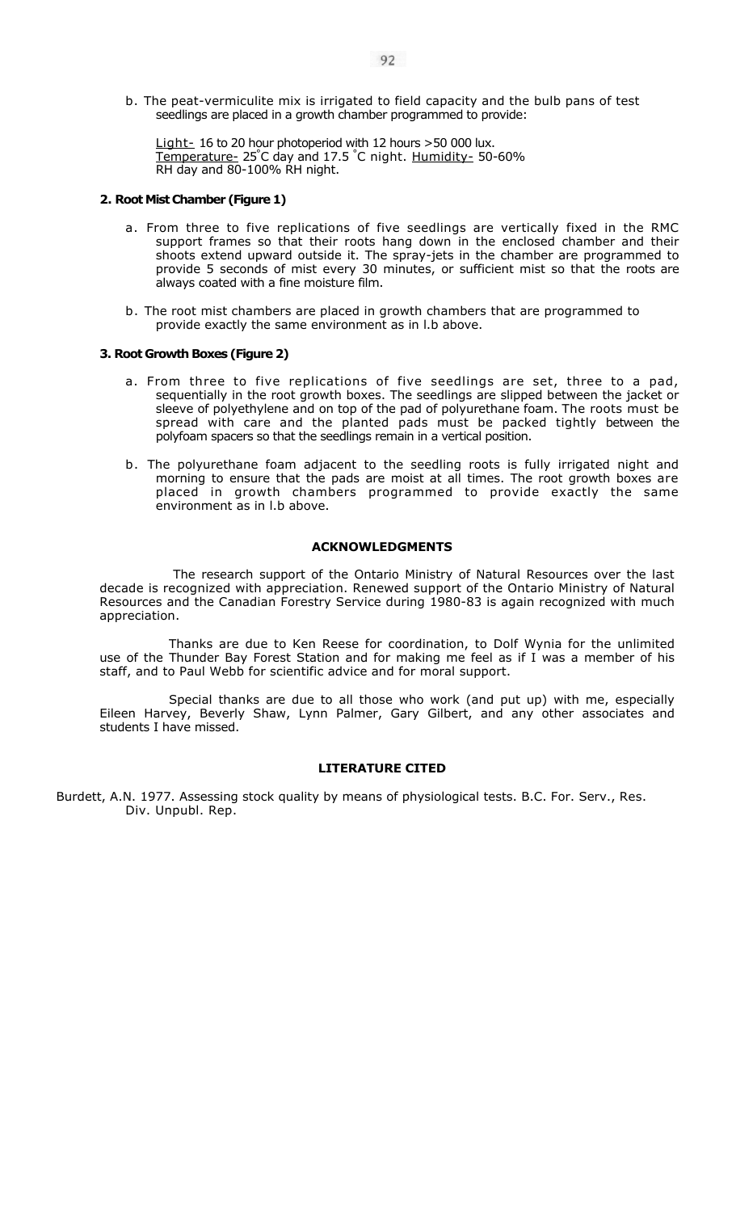b. The peat-vermiculite mix is irrigated to field capacity and the bulb pans of test seedlings are placed in a growth chamber programmed to provide:

   Light- 16 to 20 hour photoperiod with 12 hours >50 000 lux.
   Temperature- 25°C day and 17.5 °C night. Humidity- 50-60% RH day and 80-100% RH night.

**2. Root Mist Chamber (Figure 1)**

a. From three to five replications of five seedlings are vertically fixed in the RMC support frames so that their roots hang down in the enclosed chamber and their shoots extend upward outside it. The spray-jets in the chamber are programmed to provide 5 seconds of mist every 30 minutes, or sufficient mist so that the roots are always coated with a fine moisture film.

b. The root mist chambers are placed in growth chambers that are programmed to provide exactly the same environment as in l.b above.

**3. Root Growth Boxes (Figure 2)**

a. From three to five replications of five seedlings are set, three to a pad, sequentially in the root growth boxes. The seedlings are slipped between the jacket or sleeve of polyethylene and on top of the pad of polyurethane foam. The roots must be spread with care and the planted pads must be packed tightly between the polyfoam spacers so that the seedlings remain in a vertical position.

b. The polyurethane foam adjacent to the seedling roots is fully irrigated night and morning to ensure that the pads are moist at all times. The root growth boxes are placed in growth chambers programmed to provide exactly the same environment as in l.b above.

## ACKNOWLEDGMENTS

The research support of the Ontario Ministry of Natural Resources over the last decade is recognized with appreciation. Renewed support of the Ontario Ministry of Natural Resources and the Canadian Forestry Service during 1980-83 is again recognized with much appreciation.

Thanks are due to Ken Reese for coordination, to Dolf Wynia for the unlimited use of the Thunder Bay Forest Station and for making me feel as if I was a member of his staff, and to Paul Webb for scientific advice and for moral support.

Special thanks are due to all those who work (and put up) with me, especially Eileen Harvey, Beverly Shaw, Lynn Palmer, Gary Gilbert, and any other associates and students I have missed.

## LITERATURE CITED

Burdett, A.N. 1977. Assessing stock quality by means of physiological tests. B.C. For. Serv., Res. Div. Unpubl. Rep.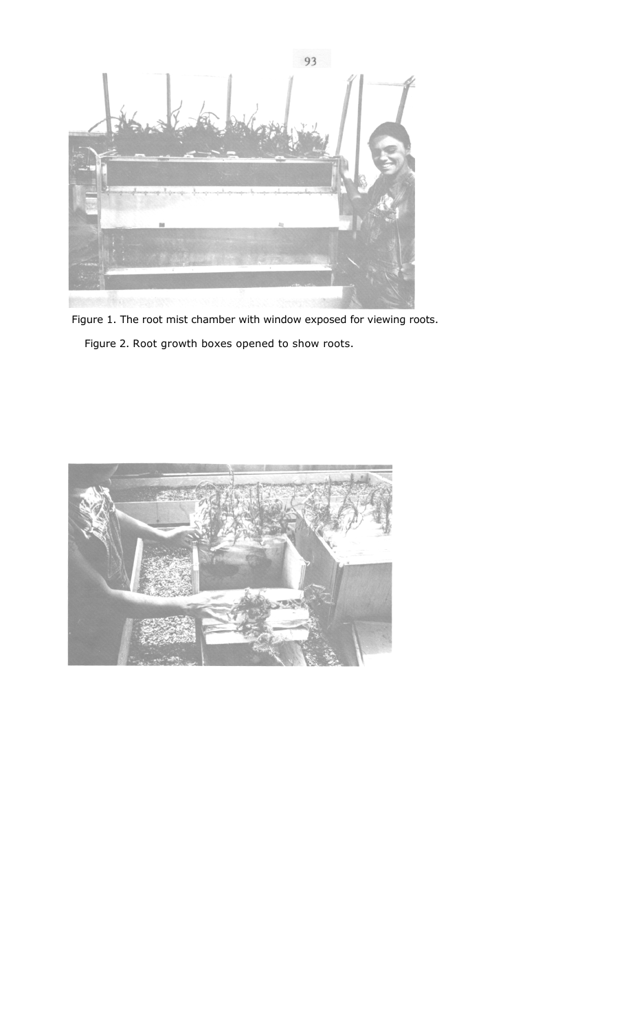Figure 1. The root mist chamber with window exposed for viewing roots.

Figure 2. Root growth boxes opened to show roots.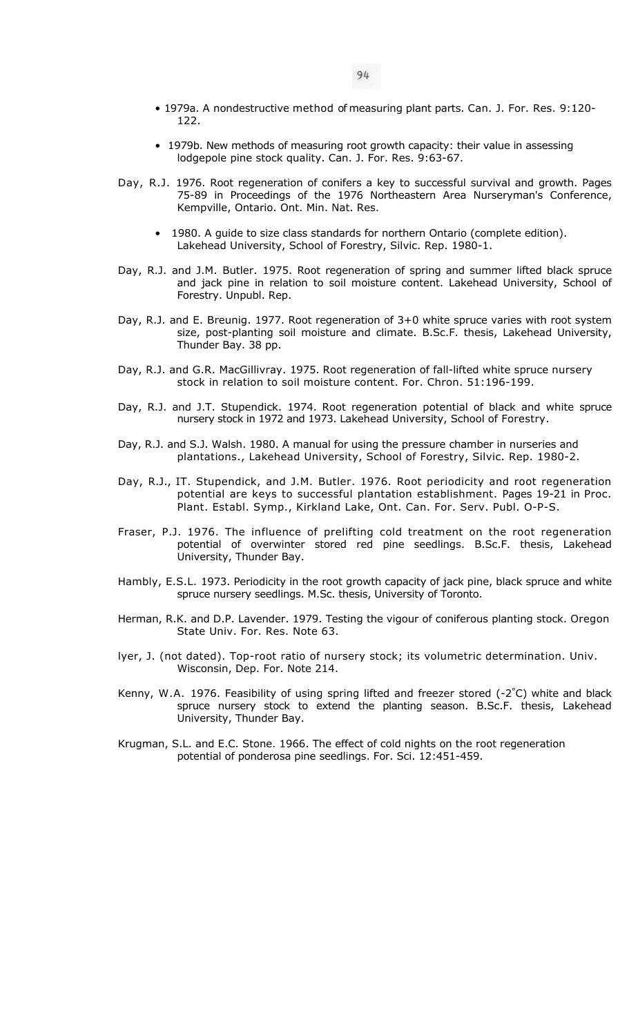- 1979a. A nondestructive method of measuring plant parts. Can. J. For. Res. 9:120-122.

- 1979b. New methods of measuring root growth capacity: their value in assessing lodgepole pine stock quality. Can. J. For. Res. 9:63-67.

Day, R.J. 1976. Root regeneration of conifers a key to successful survival and growth. Pages 75-89 in Proceedings of the 1976 Northeastern Area Nurseryman's Conference, Kempville, Ontario. Ont. Min. Nat. Res.

- 1980. A guide to size class standards for northern Ontario (complete edition). Lakehead University, School of Forestry, Silvic. Rep. 1980-1.

Day, R.J. and J.M. Butler. 1975. Root regeneration of spring and summer lifted black spruce and jack pine in relation to soil moisture content. Lakehead University, School of Forestry. Unpubl. Rep.

Day, R.J. and E. Breunig. 1977. Root regeneration of 3+0 white spruce varies with root system size, post-planting soil moisture and climate. B.Sc.F. thesis, Lakehead University, Thunder Bay. 38 pp.

Day, R.J. and G.R. MacGillivray. 1975. Root regeneration of fall-lifted white spruce nursery stock in relation to soil moisture content. For. Chron. 51:196-199.

Day, R.J. and J.T. Stupendick. 1974. Root regeneration potential of black and white spruce nursery stock in 1972 and 1973. Lakehead University, School of Forestry.

Day, R.J. and S.J. Walsh. 1980. A manual for using the pressure chamber in nurseries and plantations., Lakehead University, School of Forestry, Silvic. Rep. 1980-2.

Day, R.J., IT. Stupendick, and J.M. Butler. 1976. Root periodicity and root regeneration potential are keys to successful plantation establishment. Pages 19-21 in Proc. Plant. Establ. Symp., Kirkland Lake, Ont. Can. For. Serv. Publ. O-P-S.

Fraser, P.J. 1976. The influence of prelifting cold treatment on the root regeneration potential of overwinter stored red pine seedlings. B.Sc.F. thesis, Lakehead University, Thunder Bay.

Hambly, E.S.L. 1973. Periodicity in the root growth capacity of jack pine, black spruce and white spruce nursery seedlings. M.Sc. thesis, University of Toronto.

Herman, R.K. and D.P. Lavender. 1979. Testing the vigour of coniferous planting stock. Oregon State Univ. For. Res. Note 63.

lyer, J. (not dated). Top-root ratio of nursery stock; its volumetric determination. Univ. Wisconsin, Dep. For. Note 214.

Kenny, W.A. 1976. Feasibility of using spring lifted and freezer stored (-2°C) white and black spruce nursery stock to extend the planting season. B.Sc.F. thesis, Lakehead University, Thunder Bay.

Krugman, S.L. and E.C. Stone. 1966. The effect of cold nights on the root regeneration potential of ponderosa pine seedlings. For. Sci. 12:451-459.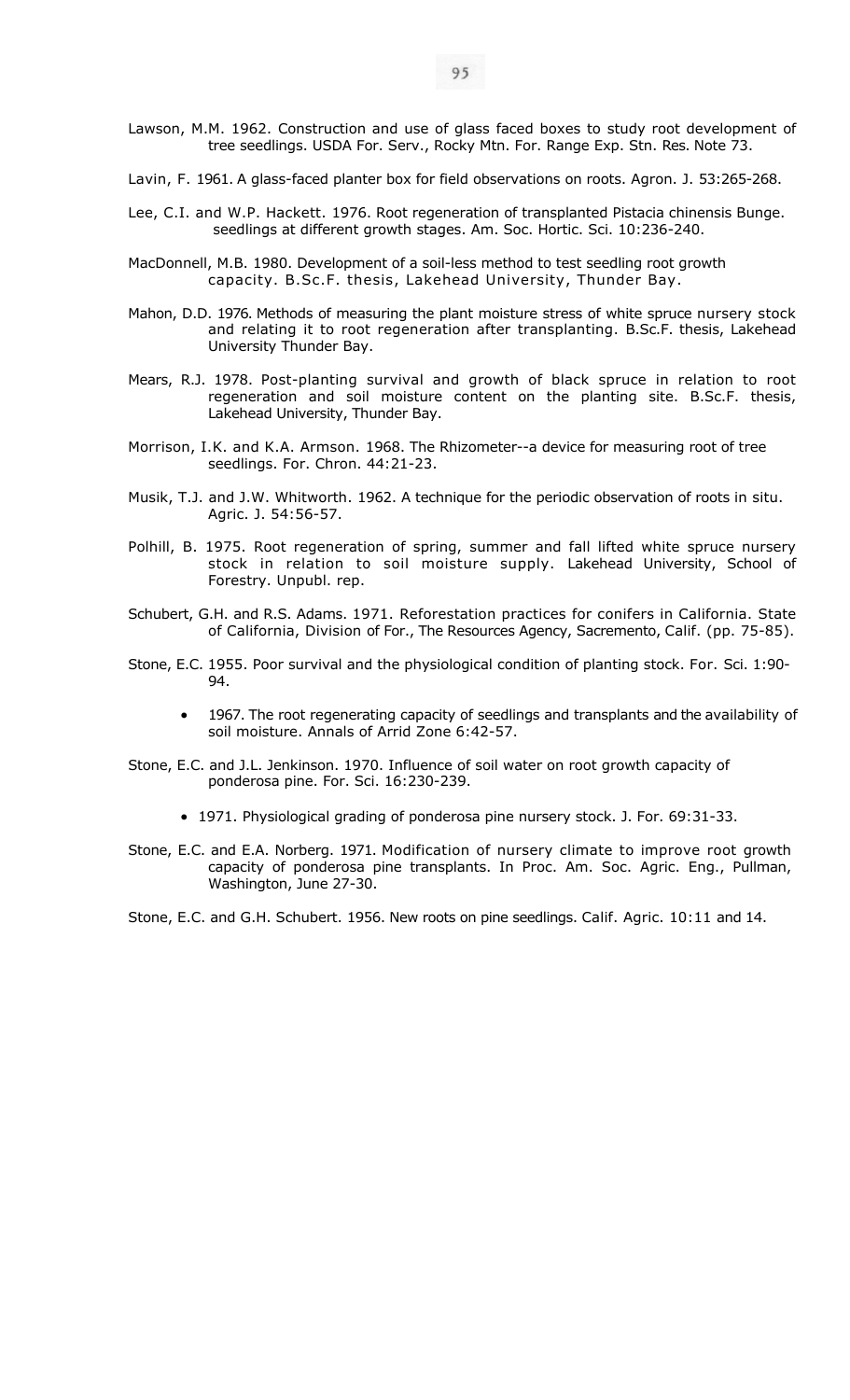Lawson, M.M. 1962. Construction and use of glass faced boxes to study root development of tree seedlings. USDA For. Serv., Rocky Mtn. For. Range Exp. Stn. Res. Note 73.

Lavin, F. 1961. A glass-faced planter box for field observations on roots. Agron. J. 53:265-268.

Lee, C.I. and W.P. Hackett. 1976. Root regeneration of transplanted Pistacia chinensis Bunge. seedlings at different growth stages. Am. Soc. Hortic. Sci. 10:236-240.

MacDonnell, M.B. 1980. Development of a soil-less method to test seedling root growth capacity. B.Sc.F. thesis, Lakehead University, Thunder Bay.

Mahon, D.D. 1976. Methods of measuring the plant moisture stress of white spruce nursery stock and relating it to root regeneration after transplanting. B.Sc.F. thesis, Lakehead University Thunder Bay.

Mears, R.J. 1978. Post-planting survival and growth of black spruce in relation to root regeneration and soil moisture content on the planting site. B.Sc.F. thesis, Lakehead University, Thunder Bay.

Morrison, I.K. and K.A. Armson. 1968. The Rhizometer--a device for measuring root of tree seedlings. For. Chron. 44:21-23.

Musik, T.J. and J.W. Whitworth. 1962. A technique for the periodic observation of roots in situ. Agric. J. 54:56-57.

Polhill, B. 1975. Root regeneration of spring, summer and fall lifted white spruce nursery stock in relation to soil moisture supply. Lakehead University, School of Forestry. Unpubl. rep.

Schubert, G.H. and R.S. Adams. 1971. Reforestation practices for conifers in California. State of California, Division of For., The Resources Agency, Sacremento, Calif. (pp. 75-85).

Stone, E.C. 1955. Poor survival and the physiological condition of planting stock. For. Sci. 1:90-94.

- 1967. The root regenerating capacity of seedlings and transplants and the availability of soil moisture. Annals of Arrid Zone 6:42-57.

Stone, E.C. and J.L. Jenkinson. 1970. Influence of soil water on root growth capacity of ponderosa pine. For. Sci. 16:230-239.

- 1971. Physiological grading of ponderosa pine nursery stock. J. For. 69:31-33.

Stone, E.C. and E.A. Norberg. 1971. Modification of nursery climate to improve root growth capacity of ponderosa pine transplants. In Proc. Am. Soc. Agric. Eng., Pullman, Washington, June 27-30.

Stone, E.C. and G.H. Schubert. 1956. New roots on pine seedlings. Calif. Agric. 10:11 and 14.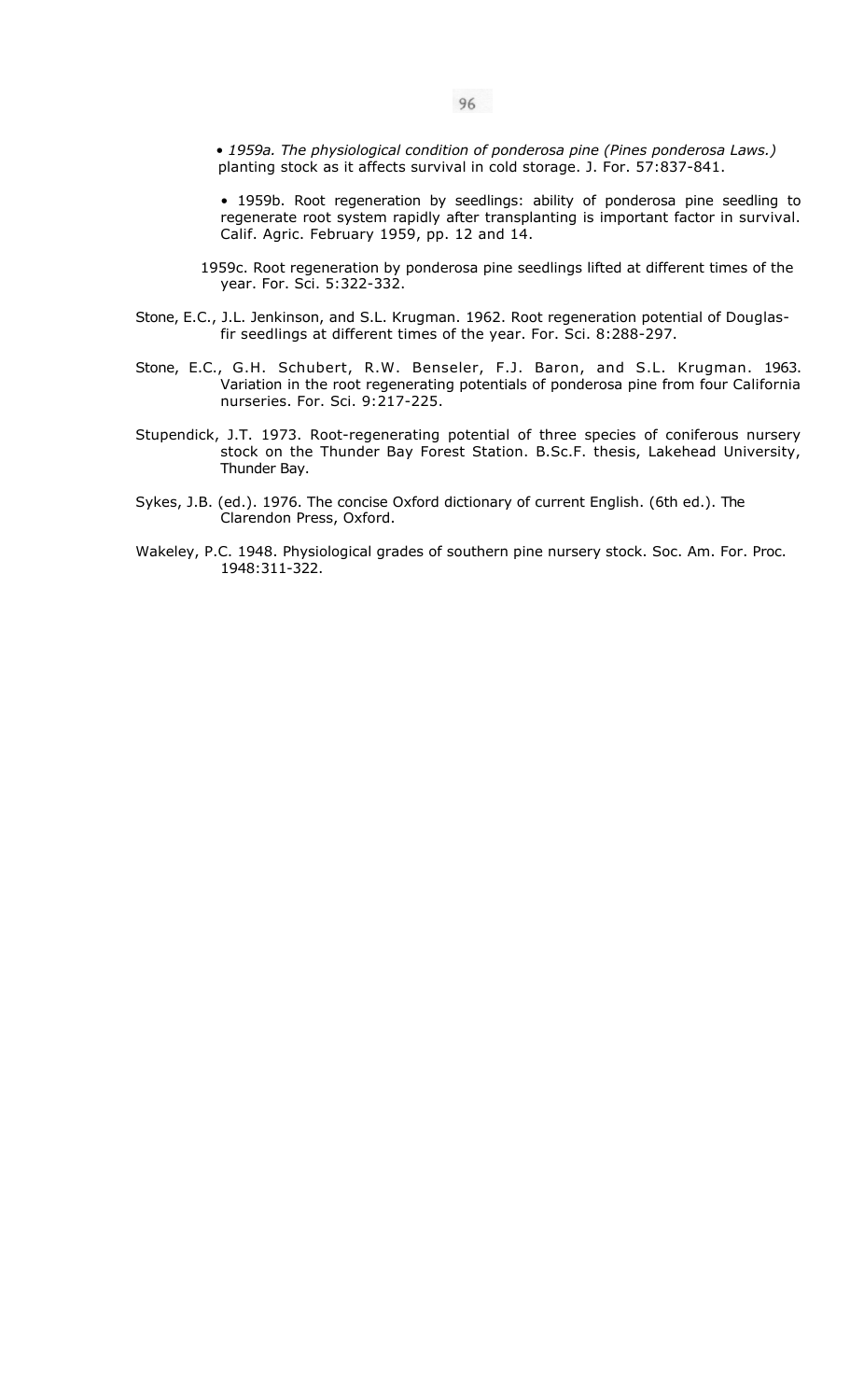• *1959a. The physiological condition of ponderosa pine (Pines ponderosa Laws.)* planting stock as it affects survival in cold storage. J. For. 57:837-841.

• 1959b. Root regeneration by seedlings: ability of ponderosa pine seedling to regenerate root system rapidly after transplanting is important factor in survival. Calif. Agric. February 1959, pp. 12 and 14.

1959c. Root regeneration by ponderosa pine seedlings lifted at different times of the year. For. Sci. 5:322-332.

Stone, E.C., J.L. Jenkinson, and S.L. Krugman. 1962. Root regeneration potential of Douglas-fir seedlings at different times of the year. For. Sci. 8:288-297.

Stone, E.C., G.H. Schubert, R.W. Benseler, F.J. Baron, and S.L. Krugman. 1963. Variation in the root regenerating potentials of ponderosa pine from four California nurseries. For. Sci. 9:217-225.

Stupendick, J.T. 1973. Root-regenerating potential of three species of coniferous nursery stock on the Thunder Bay Forest Station. B.Sc.F. thesis, Lakehead University, Thunder Bay.

Sykes, J.B. (ed.). 1976. The concise Oxford dictionary of current English. (6th ed.). The Clarendon Press, Oxford.

Wakeley, P.C. 1948. Physiological grades of southern pine nursery stock. Soc. Am. For. Proc. 1948:311-322.